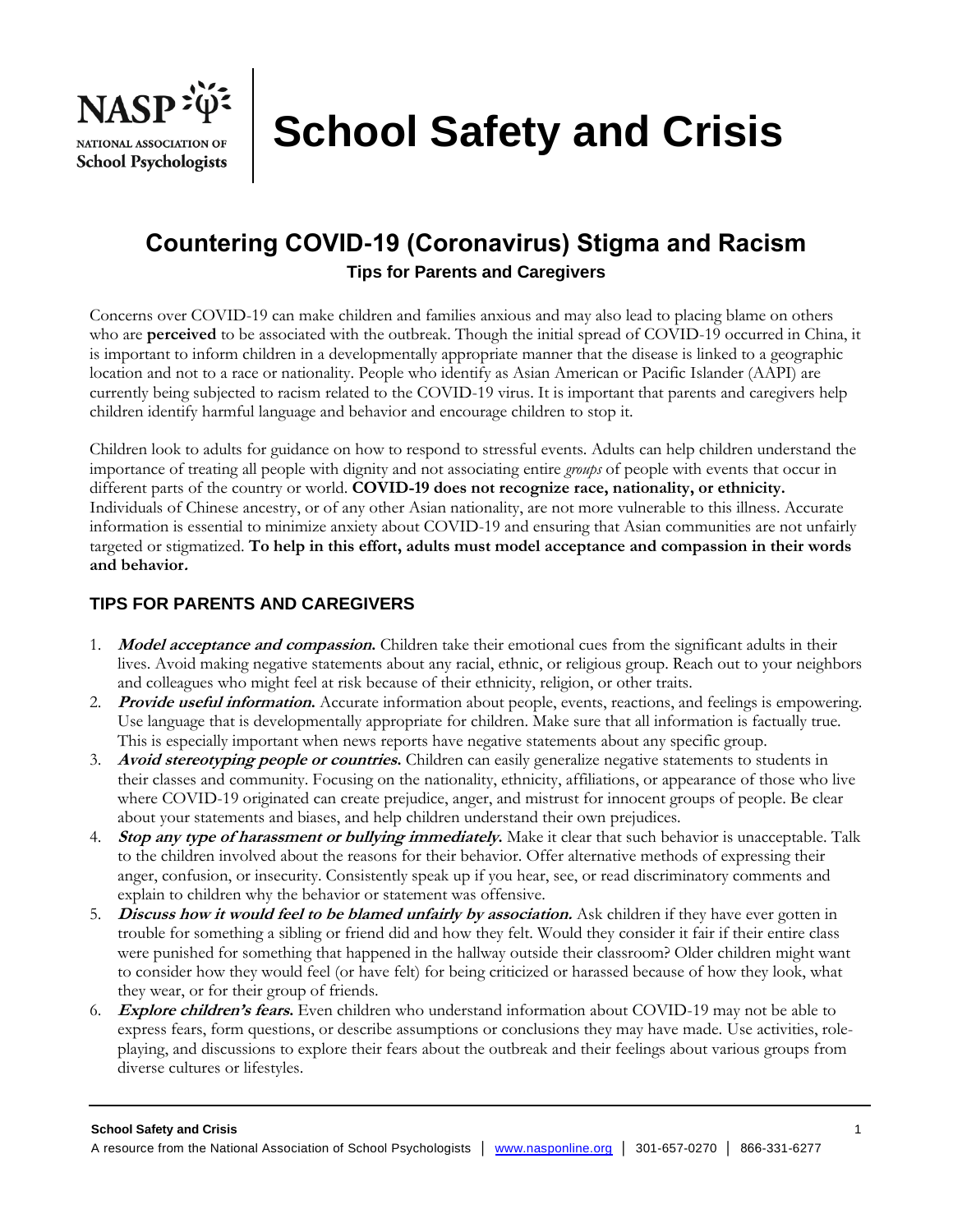NASP — NATIONAL ASSOCIATION OF School Psychologists

# School Safety and Crisis

## Countering COVID-19 (Coronavirus) Stigma and Racism

### Tips for Parents and Caregivers

Concerns over COVID-19 can make children and families anxious and may also lead to placing blame on others who are **perceived** to be associated with the outbreak. Though the initial spread of COVID-19 occurred in China, it is important to inform children in a developmentally appropriate manner that the disease is linked to a geographic location and not to a race or nationality. People who identify as Asian American or Pacific Islander (AAPI) are currently being subjected to racism related to the COVID-19 virus. It is important that parents and caregivers help children identify harmful language and behavior and encourage children to stop it.

Children look to adults for guidance on how to respond to stressful events. Adults can help children understand the importance of treating all people with dignity and not associating entire *groups* of people with events that occur in different parts of the country or world. **COVID-19 does not recognize race, nationality, or ethnicity.** Individuals of Chinese ancestry, or of any other Asian nationality, are not more vulnerable to this illness. Accurate information is essential to minimize anxiety about COVID-19 and ensuring that Asian communities are not unfairly targeted or stigmatized. **To help in this effort, adults must model acceptance and compassion in their words and behavior.**

### TIPS FOR PARENTS AND CAREGIVERS

1. ***Model acceptance and compassion.*** Children take their emotional cues from the significant adults in their lives. Avoid making negative statements about any racial, ethnic, or religious group. Reach out to your neighbors and colleagues who might feel at risk because of their ethnicity, religion, or other traits.
2. ***Provide useful information.*** Accurate information about people, events, reactions, and feelings is empowering. Use language that is developmentally appropriate for children. Make sure that all information is factually true. This is especially important when news reports have negative statements about any specific group.
3. ***Avoid stereotyping people or countries.*** Children can easily generalize negative statements to students in their classes and community. Focusing on the nationality, ethnicity, affiliations, or appearance of those who live where COVID-19 originated can create prejudice, anger, and mistrust for innocent groups of people. Be clear about your statements and biases, and help children understand their own prejudices.
4. ***Stop any type of harassment or bullying immediately.*** Make it clear that such behavior is unacceptable. Talk to the children involved about the reasons for their behavior. Offer alternative methods of expressing their anger, confusion, or insecurity. Consistently speak up if you hear, see, or read discriminatory comments and explain to children why the behavior or statement was offensive.
5. ***Discuss how it would feel to be blamed unfairly by association.*** Ask children if they have ever gotten in trouble for something a sibling or friend did and how they felt. Would they consider it fair if their entire class were punished for something that happened in the hallway outside their classroom? Older children might want to consider how they would feel (or have felt) for being criticized or harassed because of how they look, what they wear, or for their group of friends.
6. ***Explore children's fears.*** Even children who understand information about COVID-19 may not be able to express fears, form questions, or describe assumptions or conclusions they may have made. Use activities, role-playing, and discussions to explore their fears about the outbreak and their feelings about various groups from diverse cultures or lifestyles.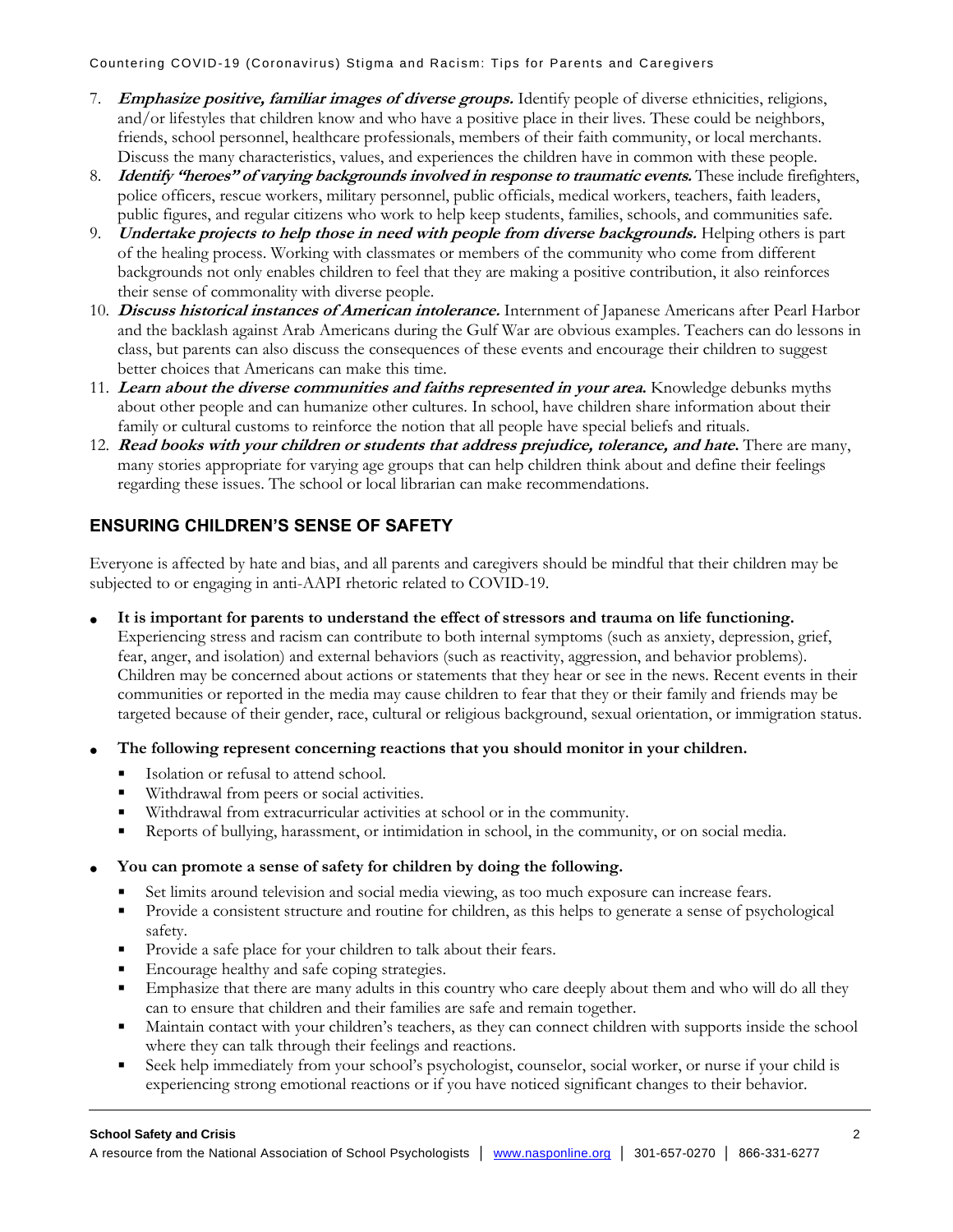7. ***Emphasize positive, familiar images of diverse groups.*** Identify people of diverse ethnicities, religions, and/or lifestyles that children know and who have a positive place in their lives. These could be neighbors, friends, school personnel, healthcare professionals, members of their faith community, or local merchants. Discuss the many characteristics, values, and experiences the children have in common with these people.
8. ***Identify "heroes" of varying backgrounds involved in response to traumatic events.*** These include firefighters, police officers, rescue workers, military personnel, public officials, medical workers, teachers, faith leaders, public figures, and regular citizens who work to help keep students, families, schools, and communities safe.
9. ***Undertake projects to help those in need with people from diverse backgrounds.*** Helping others is part of the healing process. Working with classmates or members of the community who come from different backgrounds not only enables children to feel that they are making a positive contribution, it also reinforces their sense of commonality with diverse people.
10. ***Discuss historical instances of American intolerance.*** Internment of Japanese Americans after Pearl Harbor and the backlash against Arab Americans during the Gulf War are obvious examples. Teachers can do lessons in class, but parents can also discuss the consequences of these events and encourage their children to suggest better choices that Americans can make this time.
11. ***Learn about the diverse communities and faiths represented in your area.*** Knowledge debunks myths about other people and can humanize other cultures. In school, have children share information about their family or cultural customs to reinforce the notion that all people have special beliefs and rituals.
12. ***Read books with your children or students that address prejudice, tolerance, and hate.*** There are many, many stories appropriate for varying age groups that can help children think about and define their feelings regarding these issues. The school or local librarian can make recommendations.

## ENSURING CHILDREN'S SENSE OF SAFETY

Everyone is affected by hate and bias, and all parents and caregivers should be mindful that their children may be subjected to or engaging in anti-AAPI rhetoric related to COVID-19.

- **It is important for parents to understand the effect of stressors and trauma on life functioning.** Experiencing stress and racism can contribute to both internal symptoms (such as anxiety, depression, grief, fear, anger, and isolation) and external behaviors (such as reactivity, aggression, and behavior problems). Children may be concerned about actions or statements that they hear or see in the news. Recent events in their communities or reported in the media may cause children to fear that they or their family and friends may be targeted because of their gender, race, cultural or religious background, sexual orientation, or immigration status.
- **The following represent concerning reactions that you should monitor in your children.**
  - Isolation or refusal to attend school.
  - Withdrawal from peers or social activities.
  - Withdrawal from extracurricular activities at school or in the community.
  - Reports of bullying, harassment, or intimidation in school, in the community, or on social media.
- **You can promote a sense of safety for children by doing the following.**
  - Set limits around television and social media viewing, as too much exposure can increase fears.
  - Provide a consistent structure and routine for children, as this helps to generate a sense of psychological safety.
  - Provide a safe place for your children to talk about their fears.
  - Encourage healthy and safe coping strategies.
  - Emphasize that there are many adults in this country who care deeply about them and who will do all they can to ensure that children and their families are safe and remain together.
  - Maintain contact with your children's teachers, as they can connect children with supports inside the school where they can talk through their feelings and reactions.
  - Seek help immediately from your school's psychologist, counselor, social worker, or nurse if your child is experiencing strong emotional reactions or if you have noticed significant changes to their behavior.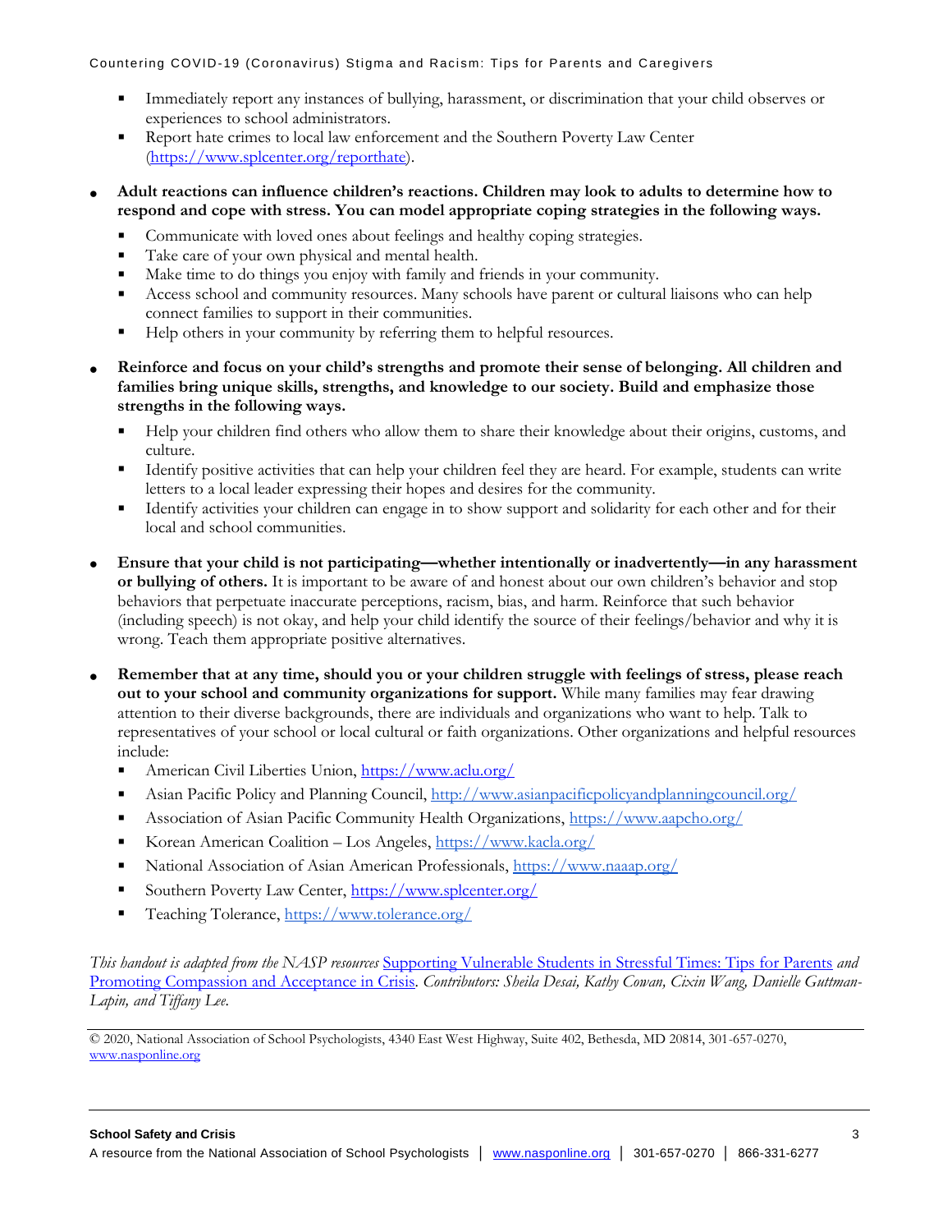- Immediately report any instances of bullying, harassment, or discrimination that your child observes or experiences to school administrators.
   - Report hate crimes to local law enforcement and the Southern Poverty Law Center (https://www.splcenter.org/reporthate).

- **Adult reactions can influence children's reactions. Children may look to adults to determine how to respond and cope with stress. You can model appropriate coping strategies in the following ways.**
   - Communicate with loved ones about feelings and healthy coping strategies.
   - Take care of your own physical and mental health.
   - Make time to do things you enjoy with family and friends in your community.
   - Access school and community resources. Many schools have parent or cultural liaisons who can help connect families to support in their communities.
   - Help others in your community by referring them to helpful resources.

- **Reinforce and focus on your child's strengths and promote their sense of belonging. All children and families bring unique skills, strengths, and knowledge to our society. Build and emphasize those strengths in the following ways.**
   - Help your children find others who allow them to share their knowledge about their origins, customs, and culture.
   - Identify positive activities that can help your children feel they are heard. For example, students can write letters to a local leader expressing their hopes and desires for the community.
   - Identify activities your children can engage in to show support and solidarity for each other and for their local and school communities.

- **Ensure that your child is not participating—whether intentionally or inadvertently—in any harassment or bullying of others.** It is important to be aware of and honest about our own children's behavior and stop behaviors that perpetuate inaccurate perceptions, racism, bias, and harm. Reinforce that such behavior (including speech) is not okay, and help your child identify the source of their feelings/behavior and why it is wrong. Teach them appropriate positive alternatives.

- **Remember that at any time, should you or your children struggle with feelings of stress, please reach out to your school and community organizations for support.** While many families may fear drawing attention to their diverse backgrounds, there are individuals and organizations who want to help. Talk to representatives of your school or local cultural or faith organizations. Other organizations and helpful resources include:
   - American Civil Liberties Union, https://www.aclu.org/
   - Asian Pacific Policy and Planning Council, http://www.asianpacificpolicyandplanningcouncil.org/
   - Association of Asian Pacific Community Health Organizations, https://www.aapcho.org/
   - Korean American Coalition – Los Angeles, https://www.kacla.org/
   - National Association of Asian American Professionals, https://www.naaap.org/
   - Southern Poverty Law Center, https://www.splcenter.org/
   - Teaching Tolerance, https://www.tolerance.org/

*This handout is adapted from the NASP resources* Supporting Vulnerable Students in Stressful Times: Tips for Parents *and* Promoting Compassion and Acceptance in Crisis*. Contributors: Sheila Desai, Kathy Cowan, Cixin Wang, Danielle Guttman-Lapin, and Tiffany Lee.*

© 2020, National Association of School Psychologists, 4340 East West Highway, Suite 402, Bethesda, MD 20814, 301-657-0270, www.nasponline.org